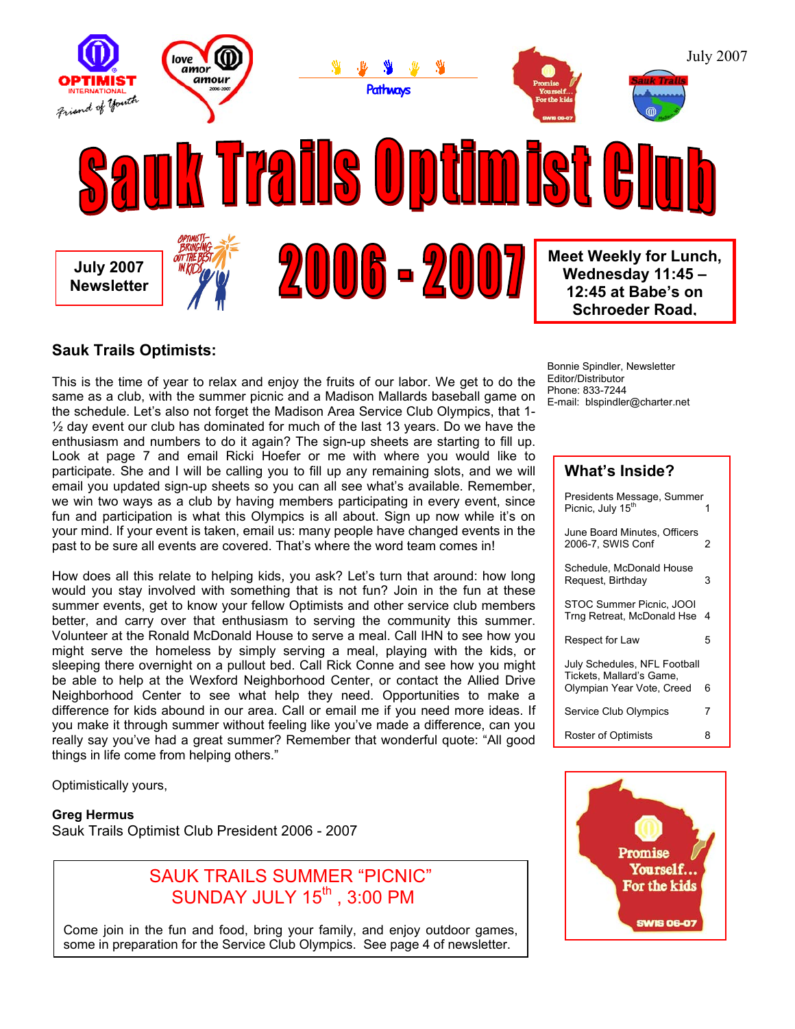July 2007

# Sauk Trails Optimist Club

**July 2007 Newsletter**

# 2006 - 2007

**Meet Weekly for Lunch, Wednesday 11:45 – 12:45 at Babe's on Schroeder Road.**

Bonnie Spindler, Newsletter Editor/Distributor
Phone: 833-7244
E-mail: blspindler@charter.net

## Sauk Trails Optimists:

This is the time of year to relax and enjoy the fruits of our labor. We get to do the same as a club, with the summer picnic and a Madison Mallards baseball game on the schedule. Let's also not forget the Madison Area Service Club Olympics, that 1-½ day event our club has dominated for much of the last 13 years. Do we have the enthusiasm and numbers to do it again? The sign-up sheets are starting to fill up. Look at page 7 and email Ricki Hoefer or me with where you would like to participate. She and I will be calling you to fill up any remaining slots, and we will email you updated sign-up sheets so you can all see what's available. Remember, we win two ways as a club by having members participating in every event, since fun and participation is what this Olympics is all about. Sign up now while it's on your mind. If your event is taken, email us: many people have changed events in the past to be sure all events are covered. That's where the word team comes in!

How does all this relate to helping kids, you ask? Let's turn that around: how long would you stay involved with something that is not fun? Join in the fun at these summer events, get to know your fellow Optimists and other service club members better, and carry over that enthusiasm to serving the community this summer. Volunteer at the Ronald McDonald House to serve a meal. Call IHN to see how you might serve the homeless by simply serving a meal, playing with the kids, or sleeping there overnight on a pullout bed. Call Rick Conne and see how you might be able to help at the Wexford Neighborhood Center, or contact the Allied Drive Neighborhood Center to see what help they need. Opportunities to make a difference for kids abound in our area. Call or email me if you need more ideas. If you make it through summer without feeling like you've made a difference, can you really say you've had a great summer? Remember that wonderful quote: "All good things in life come from helping others."

Optimistically yours,

**Greg Hermus**
Sauk Trails Optimist Club President 2006 - 2007

## What's Inside?

| | |
|---|---|
| Presidents Message, Summer Picnic, July 15th | 1 |
| June Board Minutes, Officers 2006-7, SWIS Conf | 2 |
| Schedule, McDonald House Request, Birthday | 3 |
| STOC Summer Picnic, JOOI Trng Retreat, McDonald Hse | 4 |
| Respect for Law | 5 |
| July Schedules, NFL Football Tickets, Mallard's Game, Olympian Year Vote, Creed | 6 |
| Service Club Olympics | 7 |
| Roster of Optimists | 8 |

## SAUK TRAILS SUMMER "PICNIC" SUNDAY JULY 15th, 3:00 PM

Come join in the fun and food, bring your family, and enjoy outdoor games, some in preparation for the Service Club Olympics. See page 4 of newsletter.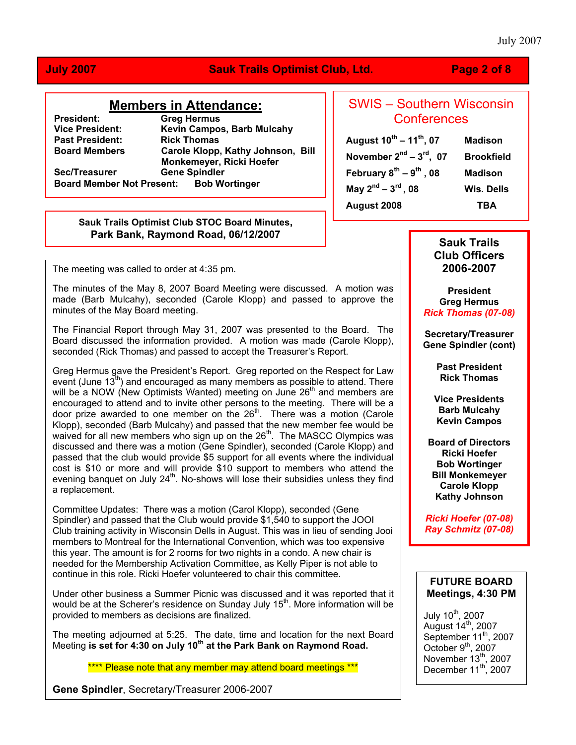## Members in Attendance:

**President:** Greg Hermus
**Vice President:** Kevin Campos, Barb Mulcahy
**Past President:** Rick Thomas
**Board Members** Carole Klopp, Kathy Johnson, Bill Monkemeyer, Ricki Hoefer
**Sec/Treasurer** Gene Spindler
**Board Member Not Present:** Bob Wortinger

**Sauk Trails Optimist Club STOC Board Minutes, Park Bank, Raymond Road, 06/12/2007**

The meeting was called to order at 4:35 pm.

The minutes of the May 8, 2007 Board Meeting were discussed. A motion was made (Barb Mulcahy), seconded (Carole Klopp) and passed to approve the minutes of the May Board meeting.

The Financial Report through May 31, 2007 was presented to the Board. The Board discussed the information provided. A motion was made (Carole Klopp), seconded (Rick Thomas) and passed to accept the Treasurer's Report.

Greg Hermus gave the President's Report. Greg reported on the Respect for Law event (June 13th) and encouraged as many members as possible to attend. There will be a NOW (New Optimists Wanted) meeting on June 26th and members are encouraged to attend and to invite other persons to the meeting. There will be a door prize awarded to one member on the 26th. There was a motion (Carole Klopp), seconded (Barb Mulcahy) and passed that the new member fee would be waived for all new members who sign up on the 26th. The MASCC Olympics was discussed and there was a motion (Gene Spindler), seconded (Carole Klopp) and passed that the club would provide $5 support for all events where the individual cost is $10 or more and will provide $10 support to members who attend the evening banquet on July 24th. No-shows will lose their subsidies unless they find a replacement.

Committee Updates: There was a motion (Carol Klopp), seconded (Gene Spindler) and passed that the Club would provide $1,540 to support the JOOI Club training activity in Wisconsin Dells in August. This was in lieu of sending Jooi members to Montreal for the International Convention, which was too expensive this year. The amount is for 2 rooms for two nights in a condo. A new chair is needed for the Membership Activation Committee, as Kelly Piper is not able to continue in this role. Ricki Hoefer volunteered to chair this committee.

Under other business a Summer Picnic was discussed and it was reported that it would be at the Scherer's residence on Sunday July 15th. More information will be provided to members as decisions are finalized.

The meeting adjourned at 5:25. The date, time and location for the next Board Meeting **is set for 4:30 on July 10th at the Park Bank on Raymond Road.**

**** Please note that any member may attend board meetings ***

**Gene Spindler**, Secretary/Treasurer 2006-2007

## SWIS – Southern Wisconsin Conferences

| Date | Location |
|---|---|
| **August 10th – 11th, 07** | **Madison** |
| **November 2nd – 3rd, 07** | **Brookfield** |
| **February 8th – 9th, 08** | **Madison** |
| **May 2nd – 3rd, 08** | **Wis. Dells** |
| **August 2008** | **TBA** |

## Sauk Trails Club Officers 2006-2007

**President**
**Greg Hermus**
***Rick Thomas (07-08)***

**Secretary/Treasurer**
**Gene Spindler (cont)**

**Past President**
**Rick Thomas**

**Vice Presidents**
**Barb Mulcahy**
**Kevin Campos**

**Board of Directors**
**Ricki Hoefer**
**Bob Wortinger**
**Bill Monkemeyer**
**Carole Klopp**
**Kathy Johnson**

***Ricki Hoefer (07-08)***
***Ray Schmitz (07-08)***

## FUTURE BOARD Meetings, 4:30 PM

July 10th, 2007
August 14th, 2007
September 11th, 2007
October 9th, 2007
November 13th, 2007
December 11th, 2007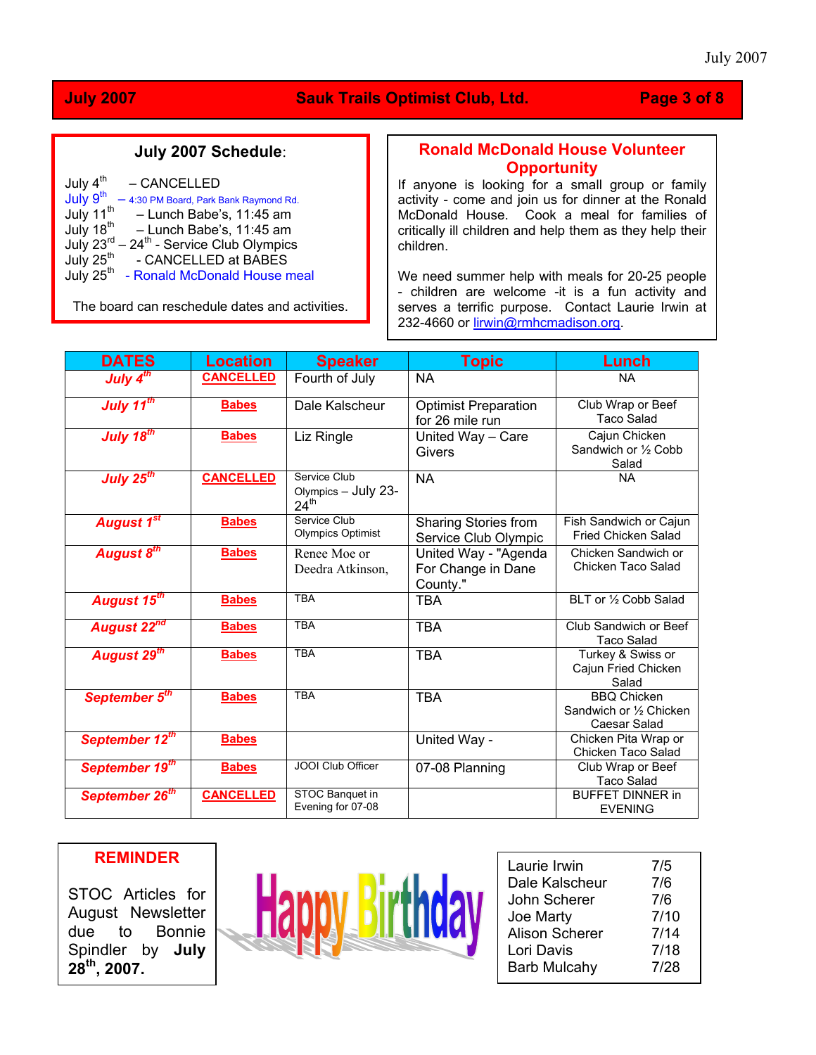## July 2007 Schedule:

July 4th – CANCELLED
July 9th – 4:30 PM Board, Park Bank Raymond Rd.
July 11th – Lunch Babe's, 11:45 am
July 18th – Lunch Babe's, 11:45 am
July 23rd – 24th - Service Club Olympics
July 25th - CANCELLED at BABES
July 25th - Ronald McDonald House meal

The board can reschedule dates and activities.

## Ronald McDonald House Volunteer Opportunity

If anyone is looking for a small group or family activity - come and join us for dinner at the Ronald McDonald House. Cook a meal for families of critically ill children and help them as they help their children.

We need summer help with meals for 20-25 people - children are welcome -it is a fun activity and serves a terrific purpose. Contact Laurie Irwin at 232-4660 or lirwin@rmhcmadison.org.

| DATES | Location | Speaker | Topic | Lunch |
|---|---|---|---|---|
| July 4th | CANCELLED | Fourth of July | NA | NA |
| July 11th | Babes | Dale Kalscheur | Optimist Preparation for 26 mile run | Club Wrap or Beef Taco Salad |
| July 18th | Babes | Liz Ringle | United Way – Care Givers | Cajun Chicken Sandwich or ½ Cobb Salad |
| July 25th | CANCELLED | Service Club Olympics – July 23-24th | NA | NA |
| August 1st | Babes | Service Club Olympics Optimist | Sharing Stories from Service Club Olympic | Fish Sandwich or Cajun Fried Chicken Salad |
| August 8th | Babes | Renee Moe or Deedra Atkinson, | United Way - "Agenda For Change in Dane County." | Chicken Sandwich or Chicken Taco Salad |
| August 15th | Babes | TBA | TBA | BLT or ½ Cobb Salad |
| August 22nd | Babes | TBA | TBA | Club Sandwich or Beef Taco Salad |
| August 29th | Babes | TBA | TBA | Turkey & Swiss or Cajun Fried Chicken Salad |
| September 5th | Babes | TBA | TBA | BBQ Chicken Sandwich or ½ Chicken Caesar Salad |
| September 12th | Babes | | United Way - | Chicken Pita Wrap or Chicken Taco Salad |
| September 19th | Babes | JOOI Club Officer | 07-08 Planning | Club Wrap or Beef Taco Salad |
| September 26th | CANCELLED | STOC Banquet in Evening for 07-08 | | BUFFET DINNER in EVENING |

## REMINDER

STOC Articles for August Newsletter due to Bonnie Spindler by **July 28th, 2007.**

## Happy Birthday

| | |
|---|---|
| Laurie Irwin | 7/5 |
| Dale Kalscheur | 7/6 |
| John Scherer | 7/6 |
| Joe Marty | 7/10 |
| Alison Scherer | 7/14 |
| Lori Davis | 7/18 |
| Barb Mulcahy | 7/28 |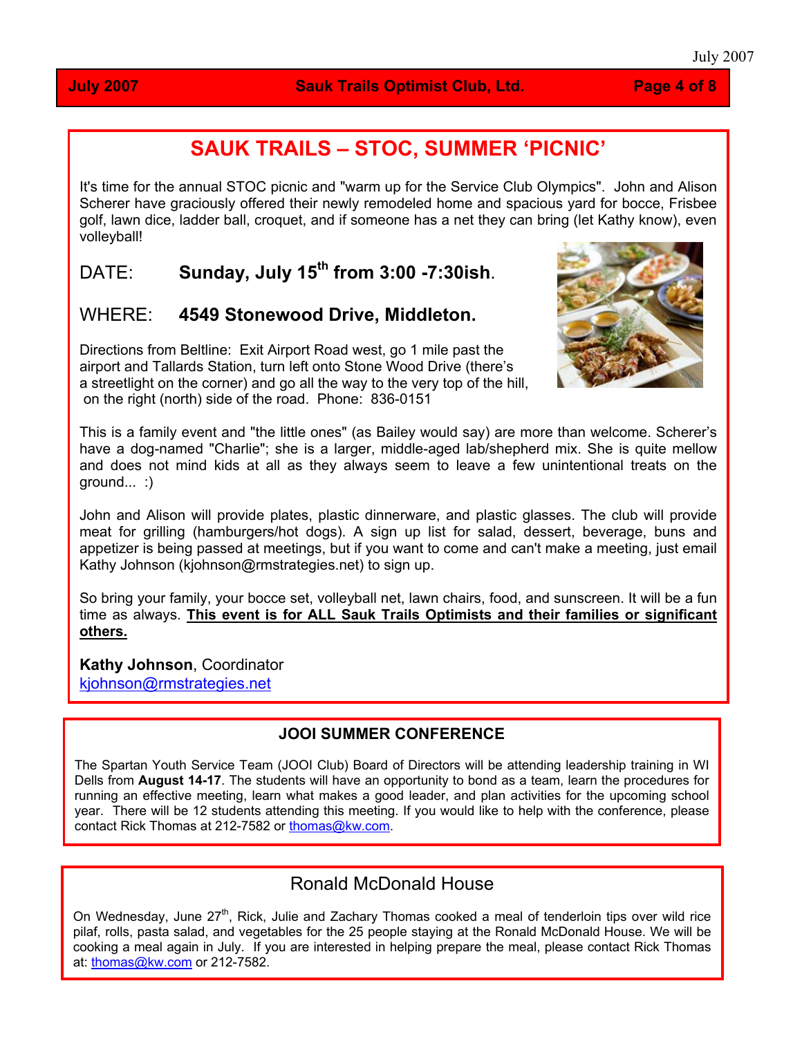## SAUK TRAILS – STOC, SUMMER 'PICNIC'

It's time for the annual STOC picnic and "warm up for the Service Club Olympics". John and Alison Scherer have graciously offered their newly remodeled home and spacious yard for bocce, Frisbee golf, lawn dice, ladder ball, croquet, and if someone has a net they can bring (let Kathy know), even volleyball!

DATE: **Sunday, July 15th from 3:00 -7:30ish**.

WHERE: **4549 Stonewood Drive, Middleton.**

Directions from Beltline: Exit Airport Road west, go 1 mile past the airport and Tallards Station, turn left onto Stone Wood Drive (there's a streetlight on the corner) and go all the way to the very top of the hill, on the right (north) side of the road. Phone: 836-0151

This is a family event and "the little ones" (as Bailey would say) are more than welcome. Scherer's have a dog-named "Charlie"; she is a larger, middle-aged lab/shepherd mix. She is quite mellow and does not mind kids at all as they always seem to leave a few unintentional treats on the ground... :)

John and Alison will provide plates, plastic dinnerware, and plastic glasses. The club will provide meat for grilling (hamburgers/hot dogs). A sign up list for salad, dessert, beverage, buns and appetizer is being passed at meetings, but if you want to come and can't make a meeting, just email Kathy Johnson (kjohnson@rmstrategies.net) to sign up.

So bring your family, your bocce set, volleyball net, lawn chairs, food, and sunscreen. It will be a fun time as always. **This event is for ALL Sauk Trails Optimists and their families or significant others.**

**Kathy Johnson**, Coordinator
kjohnson@rmstrategies.net

### JOOI SUMMER CONFERENCE

The Spartan Youth Service Team (JOOI Club) Board of Directors will be attending leadership training in WI Dells from **August 14-17**. The students will have an opportunity to bond as a team, learn the procedures for running an effective meeting, learn what makes a good leader, and plan activities for the upcoming school year. There will be 12 students attending this meeting. If you would like to help with the conference, please contact Rick Thomas at 212-7582 or thomas@kw.com.

### Ronald McDonald House

On Wednesday, June 27th, Rick, Julie and Zachary Thomas cooked a meal of tenderloin tips over wild rice pilaf, rolls, pasta salad, and vegetables for the 25 people staying at the Ronald McDonald House. We will be cooking a meal again in July. If you are interested in helping prepare the meal, please contact Rick Thomas at: thomas@kw.com or 212-7582.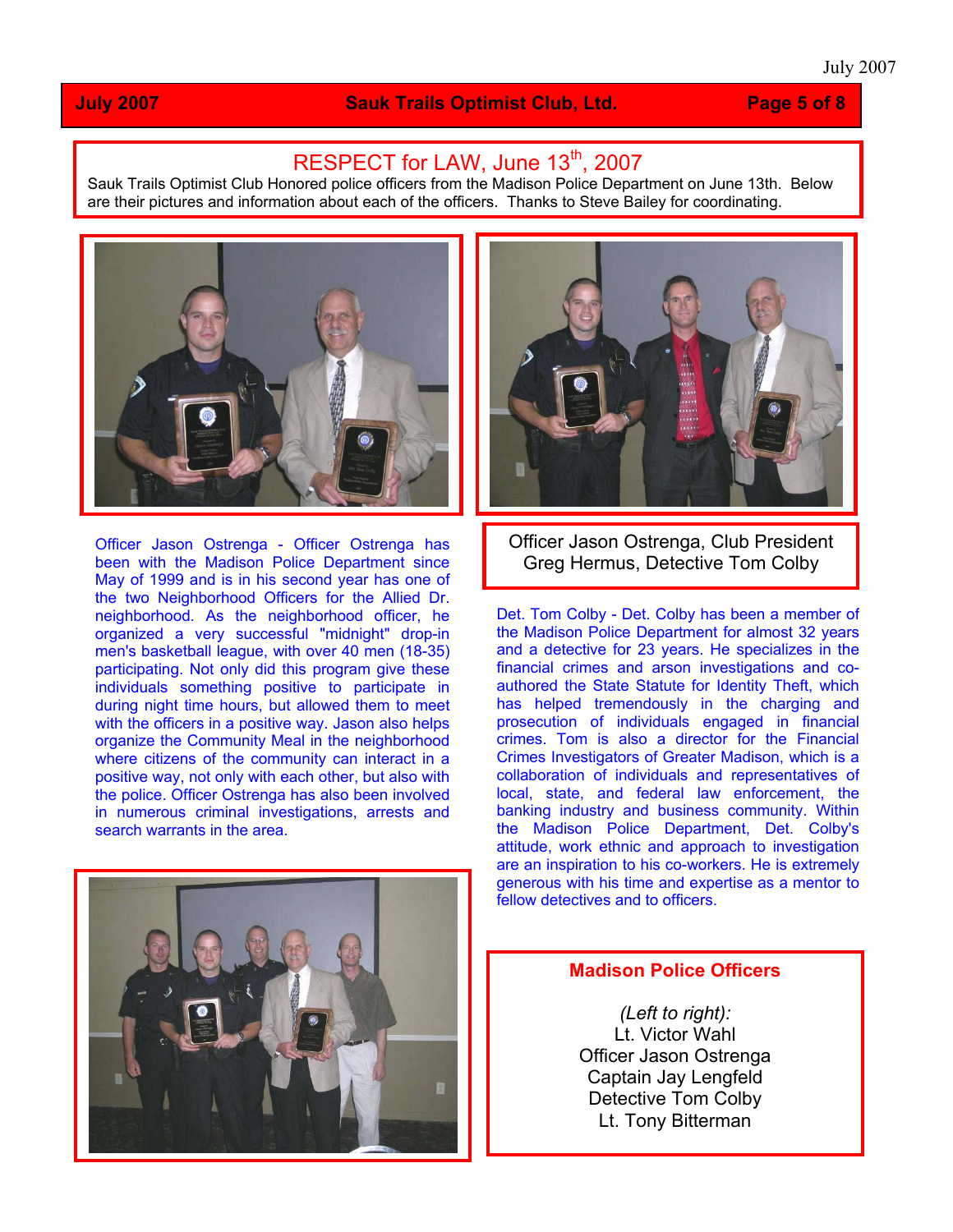# RESPECT for LAW, June 13th, 2007

Sauk Trails Optimist Club Honored police officers from the Madison Police Department on June 13th. Below are their pictures and information about each of the officers. Thanks to Steve Bailey for coordinating.

Officer Jason Ostrenga, Club President Greg Hermus, Detective Tom Colby

Officer Jason Ostrenga - Officer Ostrenga has been with the Madison Police Department since May of 1999 and is in his second year has one of the two Neighborhood Officers for the Allied Dr. neighborhood. As the neighborhood officer, he organized a very successful "midnight" drop-in men's basketball league, with over 40 men (18-35) participating. Not only did this program give these individuals something positive to participate in during night time hours, but allowed them to meet with the officers in a positive way. Jason also helps organize the Community Meal in the neighborhood where citizens of the community can interact in a positive way, not only with each other, but also with the police. Officer Ostrenga has also been involved in numerous criminal investigations, arrests and search warrants in the area.

Det. Tom Colby - Det. Colby has been a member of the Madison Police Department for almost 32 years and a detective for 23 years. He specializes in the financial crimes and arson investigations and co-authored the State Statute for Identity Theft, which has helped tremendously in the charging and prosecution of individuals engaged in financial crimes. Tom is also a director for the Financial Crimes Investigators of Greater Madison, which is a collaboration of individuals and representatives of local, state, and federal law enforcement, the banking industry and business community. Within the Madison Police Department, Det. Colby's attitude, work ethnic and approach to investigation are an inspiration to his co-workers. He is extremely generous with his time and expertise as a mentor to fellow detectives and to officers.

**Madison Police Officers**

*(Left to right):*
Lt. Victor Wahl
Officer Jason Ostrenga
Captain Jay Lengfeld
Detective Tom Colby
Lt. Tony Bitterman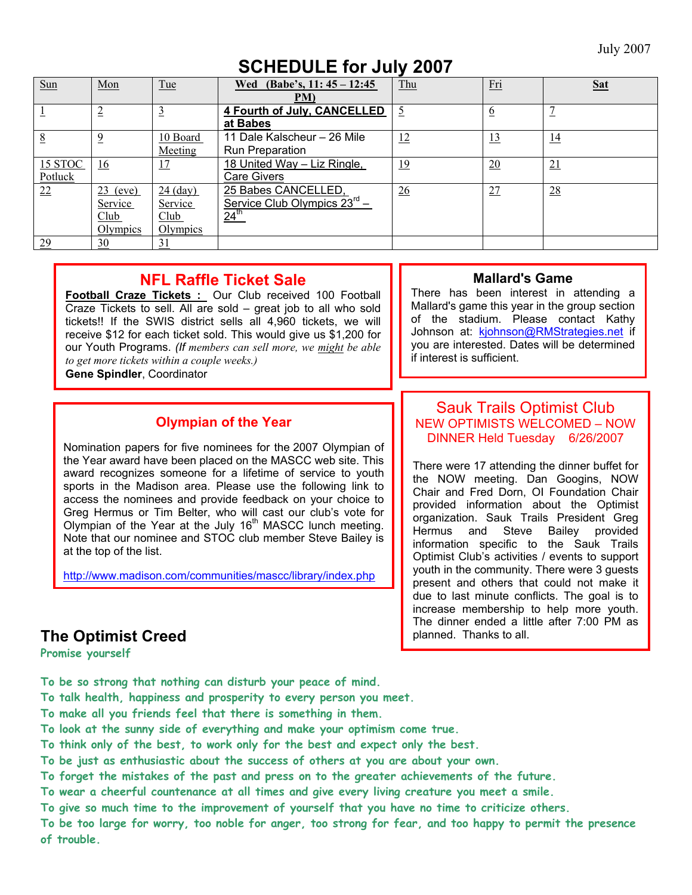July 2007

# SCHEDULE for July 2007

| Sun | Mon | Tue | Wed (Babe's, 11: 45 – 12:45 PM) | Thu | Fri | Sat |
|---|---|---|---|---|---|---|
| 1 | 2 | 3 | **4 Fourth of July, CANCELLED at Babes** | 5 | 6 | 7 |
| 8 | 9 | 10 Board Meeting | 11 Dale Kalscheur – 26 Mile Run Preparation | 12 | 13 | 14 |
| 15 STOC Potluck | 16 | 17 | 18 United Way – Liz Ringle, Care Givers | 19 | 20 | 21 |
| 22 | 23 (eve) Service Club Olympics | 24 (day) Service Club Olympics | 25 Babes CANCELLED, Service Club Olympics 23rd – 24th | 26 | 27 | 28 |
| 29 | 30 | 31 | | | | |

## NFL Raffle Ticket Sale

**Football Craze Tickets :** Our Club received 100 Football Craze Tickets to sell. All are sold – great job to all who sold tickets!! If the SWIS district sells all 4,960 tickets, we will receive $12 for each ticket sold. This would give us $1,200 for our Youth Programs. *(If members can sell more, we might be able to get more tickets within a couple weeks.)*

**Gene Spindler**, Coordinator

## Mallard's Game

There has been interest in attending a Mallard's game this year in the group section of the stadium. Please contact Kathy Johnson at: kjohnson@RMStrategies.net if you are interested. Dates will be determined if interest is sufficient.

## Olympian of the Year

Nomination papers for five nominees for the 2007 Olympian of the Year award have been placed on the MASCC web site. This award recognizes someone for a lifetime of service to youth sports in the Madison area. Please use the following link to access the nominees and provide feedback on your choice to Greg Hermus or Tim Belter, who will cast our club's vote for Olympian of the Year at the July 16th MASCC lunch meeting. Note that our nominee and STOC club member Steve Bailey is at the top of the list.

http://www.madison.com/communities/mascc/library/index.php

## Sauk Trails Optimist Club

### NEW OPTIMISTS WELCOMED – NOW DINNER Held Tuesday 6/26/2007

There were 17 attending the dinner buffet for the NOW meeting. Dan Googins, NOW Chair and Fred Dorn, OI Foundation Chair provided information about the Optimist organization. Sauk Trails President Greg Hermus and Steve Bailey provided information specific to the Sauk Trails Optimist Club's activities / events to support youth in the community. There were 3 guests present and others that could not make it due to last minute conflicts. The goal is to increase membership to help more youth. The dinner ended a little after 7:00 PM as planned. Thanks to all.

## The Optimist Creed

Promise yourself

To be so strong that nothing can disturb your peace of mind.
To talk health, happiness and prosperity to every person you meet.
To make all you friends feel that there is something in them.
To look at the sunny side of everything and make your optimism come true.
To think only of the best, to work only for the best and expect only the best.
To be just as enthusiastic about the success of others at you are about your own.
To forget the mistakes of the past and press on to the greater achievements of the future.
To wear a cheerful countenance at all times and give every living creature you meet a smile.
To give so much time to the improvement of yourself that you have no time to criticize others.
To be too large for worry, too noble for anger, too strong for fear, and too happy to permit the presence of trouble.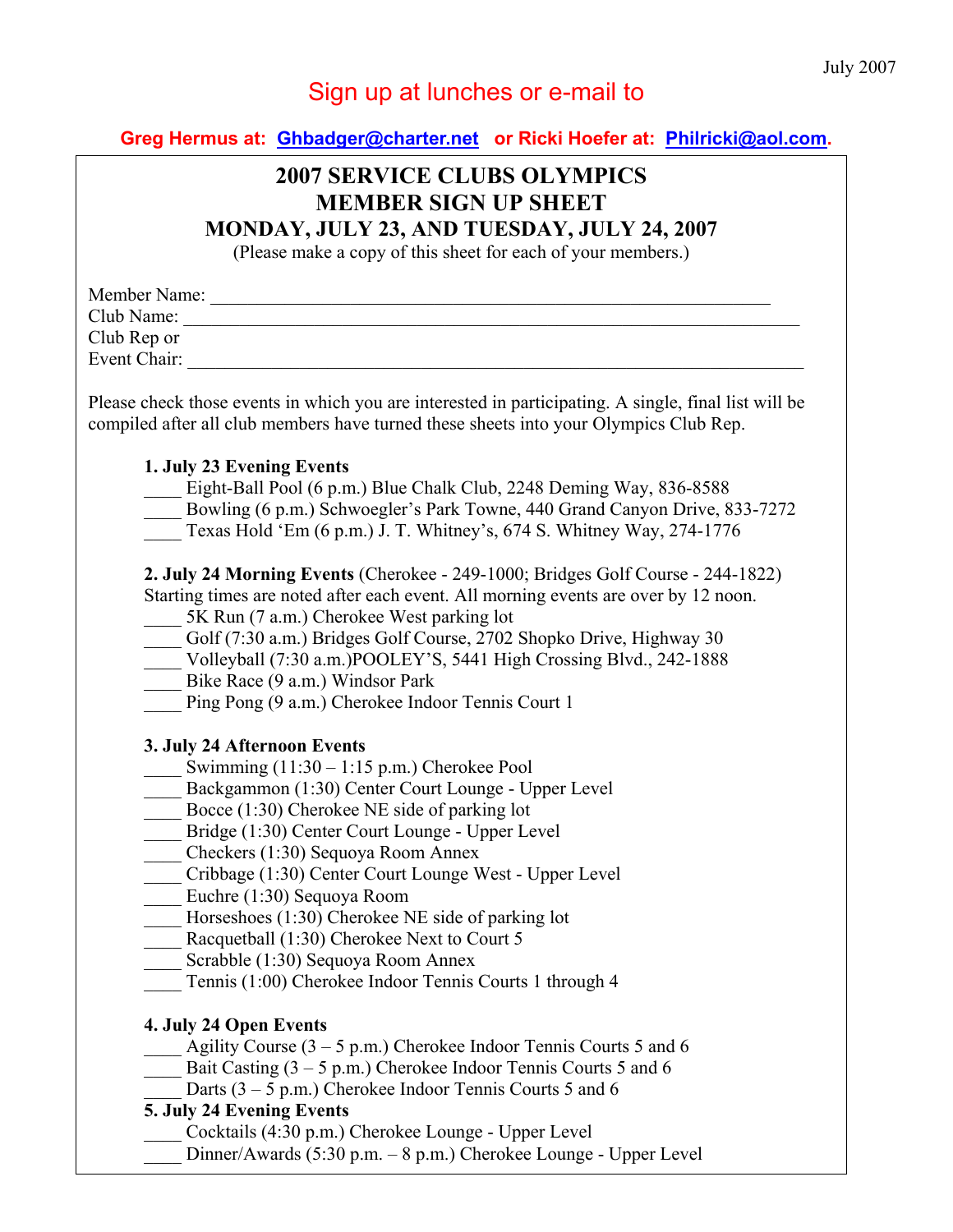July 2007

Sign up at lunches or e-mail to

**Greg Hermus at: Ghbadger@charter.net or Ricki Hoefer at: Philricki@aol.com.**

# 2007 SERVICE CLUBS OLYMPICS
# MEMBER SIGN UP SHEET
## MONDAY, JULY 23, AND TUESDAY, JULY 24, 2007

(Please make a copy of this sheet for each of your members.)

Member Name: ____________________________________________________________
Club Name: _______________________________________________________________
Club Rep or
Event Chair: ______________________________________________________________

Please check those events in which you are interested in participating. A single, final list will be compiled after all club members have turned these sheets into your Olympics Club Rep.

**1. July 23 Evening Events**

____ Eight-Ball Pool (6 p.m.) Blue Chalk Club, 2248 Deming Way, 836-8588
____ Bowling (6 p.m.) Schwoegler's Park Towne, 440 Grand Canyon Drive, 833-7272
____ Texas Hold 'Em (6 p.m.) J. T. Whitney's, 674 S. Whitney Way, 274-1776

**2. July 24 Morning Events** (Cherokee - 249-1000; Bridges Golf Course - 244-1822)
Starting times are noted after each event. All morning events are over by 12 noon.

____ 5K Run (7 a.m.) Cherokee West parking lot
____ Golf (7:30 a.m.) Bridges Golf Course, 2702 Shopko Drive, Highway 30
____ Volleyball (7:30 a.m.)POOLEY'S, 5441 High Crossing Blvd., 242-1888
____ Bike Race (9 a.m.) Windsor Park
____ Ping Pong (9 a.m.) Cherokee Indoor Tennis Court 1

**3. July 24 Afternoon Events**

____ Swimming (11:30 – 1:15 p.m.) Cherokee Pool
____ Backgammon (1:30) Center Court Lounge - Upper Level
____ Bocce (1:30) Cherokee NE side of parking lot
____ Bridge (1:30) Center Court Lounge - Upper Level
____ Checkers (1:30) Sequoya Room Annex
____ Cribbage (1:30) Center Court Lounge West - Upper Level
____ Euchre (1:30) Sequoya Room
____ Horseshoes (1:30) Cherokee NE side of parking lot
____ Racquetball (1:30) Cherokee Next to Court 5
____ Scrabble (1:30) Sequoya Room Annex
____ Tennis (1:00) Cherokee Indoor Tennis Courts 1 through 4

**4. July 24 Open Events**

____ Agility Course (3 – 5 p.m.) Cherokee Indoor Tennis Courts 5 and 6
____ Bait Casting (3 – 5 p.m.) Cherokee Indoor Tennis Courts 5 and 6
____ Darts (3 – 5 p.m.) Cherokee Indoor Tennis Courts 5 and 6

**5. July 24 Evening Events**

____ Cocktails (4:30 p.m.) Cherokee Lounge - Upper Level
____ Dinner/Awards (5:30 p.m. – 8 p.m.) Cherokee Lounge - Upper Level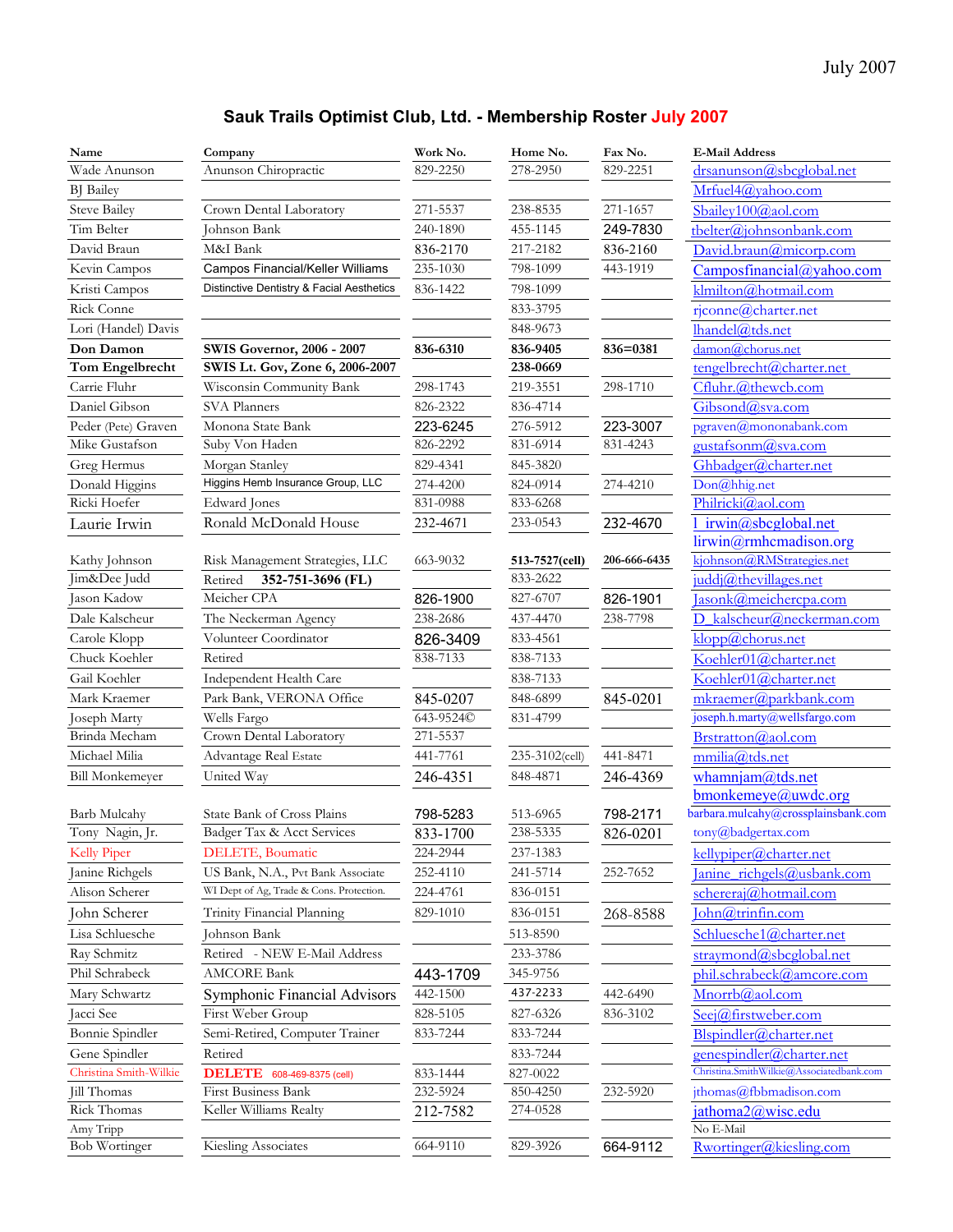July 2007

# Sauk Trails Optimist Club, Ltd. - Membership Roster July 2007

| Name | Company | Work No. | Home No. | Fax No. | E-Mail Address |
|---|---|---|---|---|---|
| Wade Anunson | Anunson Chiropractic | 829-2250 | 278-2950 | 829-2251 | drsanunson@sbcglobal.net |
| BJ Bailey | | | | | Mrfuel4@yahoo.com |
| Steve Bailey | Crown Dental Laboratory | 271-5537 | 238-8535 | 271-1657 | Sbailey100@aol.com |
| Tim Belter | Johnson Bank | 240-1890 | 455-1145 | 249-7830 | tbelter@johnsonbank.com |
| David Braun | M&I Bank | 836-2170 | 217-2182 | 836-2160 | David.braun@micorp.com |
| Kevin Campos | Campos Financial/Keller Williams | 235-1030 | 798-1099 | 443-1919 | Camposfinancial@yahoo.com |
| Kristi Campos | Distinctive Dentistry & Facial Aesthetics | 836-1422 | 798-1099 | | klmilton@hotmail.com |
| Rick Conne | | | 833-3795 | | rjconne@charter.net |
| Lori (Handel) Davis | | | 848-9673 | | lhandel@tds.net |
| **Don Damon** | **SWIS Governor, 2006 - 2007** | **836-6310** | **836-9405** | **836=0381** | damon@chorus.net |
| **Tom Engelbrecht** | **SWIS Lt. Gov, Zone 6, 2006-2007** | | **238-0669** | | tengelbrecht@charter.net |
| Carrie Fluhr | Wisconsin Community Bank | 298-1743 | 219-3551 | 298-1710 | Cfluhr.@thewcb.com |
| Daniel Gibson | SVA Planners | 826-2322 | 836-4714 | | Gibsond@sva.com |
| Peder (Pete) Graven | Monona State Bank | 223-6245 | 276-5912 | 223-3007 | pgraven@mononabank.com |
| Mike Gustafson | Suby Von Haden | 826-2292 | 831-6914 | 831-4243 | gustafsonm@sva.com |
| Greg Hermus | Morgan Stanley | 829-4341 | 845-3820 | | Ghbadger@charter.net |
| Donald Higgins | Higgins Hemb Insurance Group, LLC | 274-4200 | 824-0914 | 274-4210 | Don@hhig.net |
| Ricki Hoefer | Edward Jones | 831-0988 | 833-6268 | | Philricki@aol.com |
| Laurie Irwin | Ronald McDonald House | 232-4671 | 233-0543 | 232-4670 | l_irwin@sbcglobal.net lirwin@rmhcmadison.org |
| Kathy Johnson | Risk Management Strategies, LLC | 663-9032 | **513-7527(cell)** | **206-666-6435** | kjohnson@RMStrategies.net |
| Jim&Dee Judd | Retired **352-751-3696 (FL)** | | 833-2622 | | juddj@thevillages.net |
| Jason Kadow | Meicher CPA | 826-1900 | 827-6707 | 826-1901 | Jasonk@meichercpa.com |
| Dale Kalscheur | The Neckerman Agency | 238-2686 | 437-4470 | 238-7798 | D_kalscheur@neckerman.com |
| Carole Klopp | Volunteer Coordinator | 826-3409 | 833-4561 | | klopp@chorus.net |
| Chuck Koehler | Retired | 838-7133 | 838-7133 | | Koehler01@charter.net |
| Gail Koehler | Independent Health Care | | 838-7133 | | Koehler01@charter.net |
| Mark Kraemer | Park Bank, VERONA Office | 845-0207 | 848-6899 | 845-0201 | mkraemer@parkbank.com |
| Joseph Marty | Wells Fargo | 643-9524© | 831-4799 | | joseph.h.marty@wellsfargo.com |
| Brinda Mecham | Crown Dental Laboratory | 271-5537 | | | Brstratton@aol.com |
| Michael Milia | Advantage Real Estate | 441-7761 | 235-3102(cell) | 441-8471 | mmilia@tds.net |
| Bill Monkemeyer | United Way | 246-4351 | 848-4871 | 246-4369 | whamnjam@tds.net bmonkemeye@uwdc.org |
| Barb Mulcahy | State Bank of Cross Plains | 798-5283 | 513-6965 | 798-2171 | barbara.mulcahy@crossplainsbank.com |
| Tony Nagin, Jr. | Badger Tax & Acct Services | 833-1700 | 238-5335 | 826-0201 | tony@badgertax.com |
| Kelly Piper | DELETE, Boumatic | 224-2944 | 237-1383 | | kellypiper@charter.net |
| Janine Richgels | US Bank, N.A., Pvt Bank Associate | 252-4110 | 241-5714 | 252-7652 | Janine_richgels@usbank.com |
| Alison Scherer | WI Dept of Ag, Trade & Cons. Protection. | 224-4761 | 836-0151 | | schereraj@hotmail.com |
| John Scherer | Trinity Financial Planning | 829-1010 | 836-0151 | 268-8588 | John@trinfin.com |
| Lisa Schluesche | Johnson Bank | | 513-8590 | | Schluesche1@charter.net |
| Ray Schmitz | Retired - NEW E-Mail Address | | 233-3786 | | straymond@sbcglobal.net |
| Phil Schrabeck | AMCORE Bank | 443-1709 | 345-9756 | | phil.schrabeck@amcore.com |
| Mary Schwartz | Symphonic Financial Advisors | 442-1500 | 437-2233 | 442-6490 | Mnorrb@aol.com |
| Jacci See | First Weber Group | 828-5105 | 827-6326 | 836-3102 | Seej@firstweber.com |
| Bonnie Spindler | Semi-Retired, Computer Trainer | 833-7244 | 833-7244 | | Blspindler@charter.net |
| Gene Spindler | Retired | | 833-7244 | | genespindler@charter.net |
| Christina Smith-Wilkie | **DELETE** 608-469-8375 (cell) | 833-1444 | 827-0022 | | Christina.SmithWilkie@Associatedbank.com |
| Jill Thomas | First Business Bank | 232-5924 | 850-4250 | 232-5920 | jthomas@fbbmadison.com |
| Rick Thomas | Keller Williams Realty | 212-7582 | 274-0528 | | jathoma2@wisc.edu |
| Amy Tripp | | | | | No E-Mail |
| Bob Wortinger | Kiesling Associates | 664-9110 | 829-3926 | 664-9112 | Rwortinger@kiesling.com |